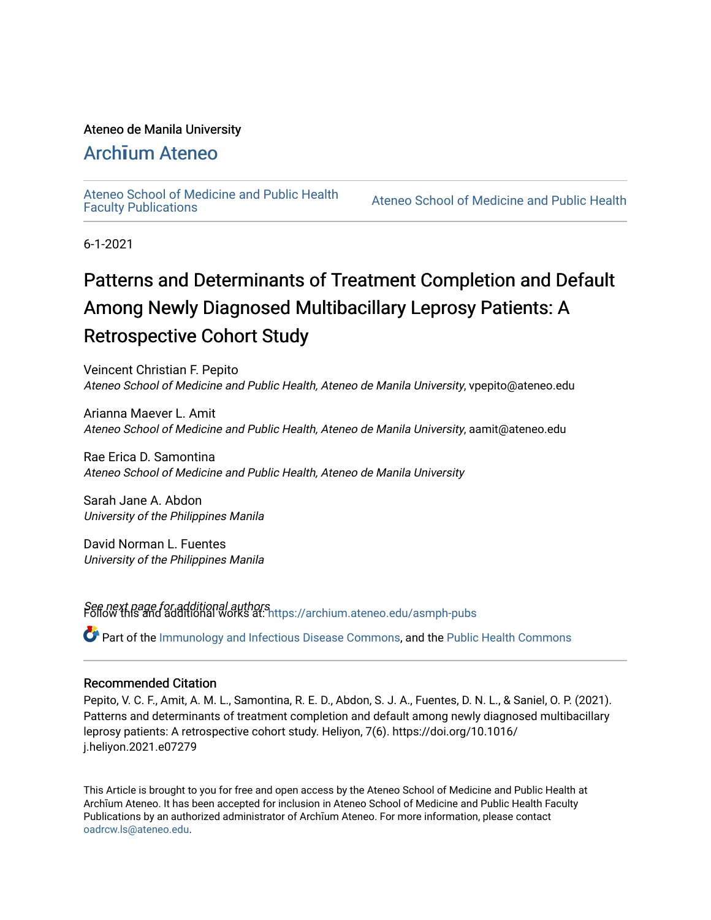Ateneo de Manila University

# Archīum Ateneo

Ateneo School of Medicine and Public Health Faculty Publications

Ateneo School of Medicine and Public Health

6-1-2021

# Patterns and Determinants of Treatment Completion and Default Among Newly Diagnosed Multibacillary Leprosy Patients: A Retrospective Cohort Study

Veincent Christian F. Pepito
*Ateneo School of Medicine and Public Health, Ateneo de Manila University*, vpepito@ateneo.edu

Arianna Maever L. Amit
*Ateneo School of Medicine and Public Health, Ateneo de Manila University*, aamit@ateneo.edu

Rae Erica D. Samontina
*Ateneo School of Medicine and Public Health, Ateneo de Manila University*

Sarah Jane A. Abdon
*University of the Philippines Manila*

David Norman L. Fuentes
*University of the Philippines Manila*

*See next page for additional authors*

Follow this and additional works at: https://archium.ateneo.edu/asmph-pubs

Part of the Immunology and Infectious Disease Commons, and the Public Health Commons

## Recommended Citation

Pepito, V. C. F., Amit, A. M. L., Samontina, R. E. D., Abdon, S. J. A., Fuentes, D. N. L., & Saniel, O. P. (2021). Patterns and determinants of treatment completion and default among newly diagnosed multibacillary leprosy patients: A retrospective cohort study. Heliyon, 7(6). https://doi.org/10.1016/j.heliyon.2021.e07279

This Article is brought to you for free and open access by the Ateneo School of Medicine and Public Health at Archīum Ateneo. It has been accepted for inclusion in Ateneo School of Medicine and Public Health Faculty Publications by an authorized administrator of Archīum Ateneo. For more information, please contact oadrcw.ls@ateneo.edu.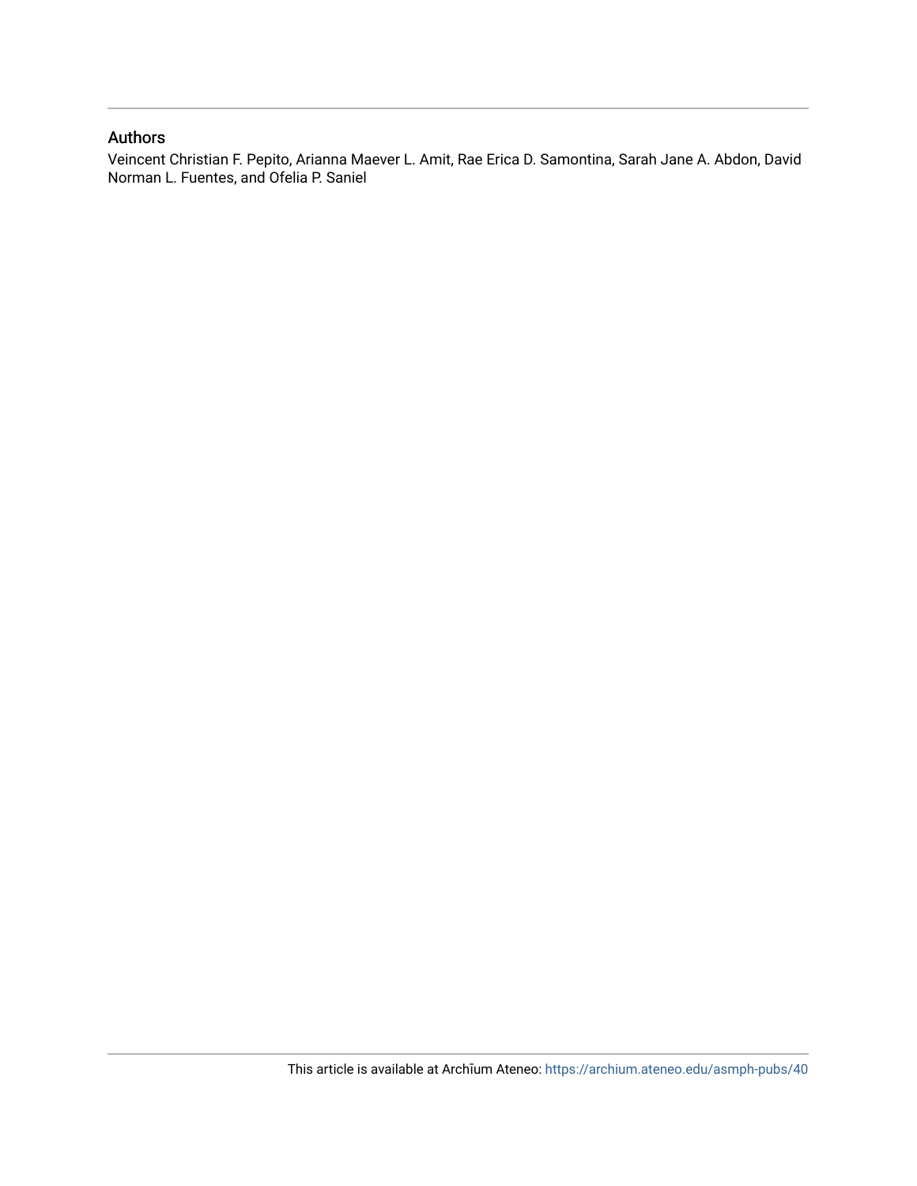## Authors

Veincent Christian F. Pepito, Arianna Maever L. Amit, Rae Erica D. Samontina, Sarah Jane A. Abdon, David Norman L. Fuentes, and Ofelia P. Saniel

This article is available at Archīum Ateneo: https://archium.ateneo.edu/asmph-pubs/40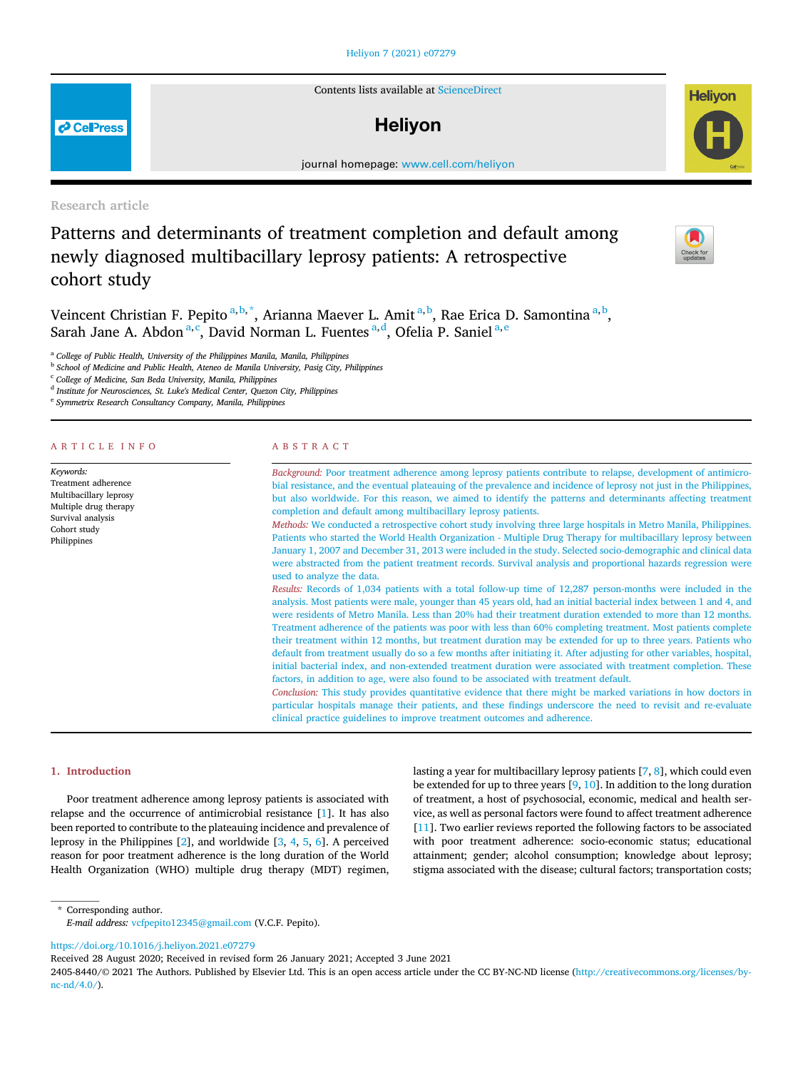Research article

# Patterns and determinants of treatment completion and default among newly diagnosed multibacillary leprosy patients: A retrospective cohort study

Veincent Christian F. Pepito [a,b,*], Arianna Maever L. Amit [a,b], Rae Erica D. Samontina [a,b], Sarah Jane A. Abdon [a,c], David Norman L. Fuentes [a,d], Ofelia P. Saniel [a,e]

[a] College of Public Health, University of the Philippines Manila, Manila, Philippines
[b] School of Medicine and Public Health, Ateneo de Manila University, Pasig City, Philippines
[c] College of Medicine, San Beda University, Manila, Philippines
[d] Institute for Neurosciences, St. Luke's Medical Center, Quezon City, Philippines
[e] Symmetrix Research Consultancy Company, Manila, Philippines

## ARTICLE INFO

*Keywords:*
Treatment adherence
Multibacillary leprosy
Multiple drug therapy
Survival analysis
Cohort study
Philippines

## ABSTRACT

*Background:* Poor treatment adherence among leprosy patients contribute to relapse, development of antimicrobial resistance, and the eventual plateauing of the prevalence and incidence of leprosy not just in the Philippines, but also worldwide. For this reason, we aimed to identify the patterns and determinants affecting treatment completion and default among multibacillary leprosy patients.

*Methods:* We conducted a retrospective cohort study involving three large hospitals in Metro Manila, Philippines. Patients who started the World Health Organization - Multiple Drug Therapy for multibacillary leprosy between January 1, 2007 and December 31, 2013 were included in the study. Selected socio-demographic and clinical data were abstracted from the patient treatment records. Survival analysis and proportional hazards regression were used to analyze the data.

*Results:* Records of 1,034 patients with a total follow-up time of 12,287 person-months were included in the analysis. Most patients were male, younger than 45 years old, had an initial bacterial index between 1 and 4, and were residents of Metro Manila. Less than 20% had their treatment duration extended to more than 12 months. Treatment adherence of the patients was poor with less than 60% completing treatment. Most patients complete their treatment within 12 months, but treatment duration may be extended for up to three years. Patients who default from treatment usually do so a few months after initiating it. After adjusting for other variables, hospital, initial bacterial index, and non-extended treatment duration were associated with treatment completion. These factors, in addition to age, were also found to be associated with treatment default.

*Conclusion:* This study provides quantitative evidence that there might be marked variations in how doctors in particular hospitals manage their patients, and these findings underscore the need to revisit and re-evaluate clinical practice guidelines to improve treatment outcomes and adherence.

## 1. Introduction

Poor treatment adherence among leprosy patients is associated with relapse and the occurrence of antimicrobial resistance [1]. It has also been reported to contribute to the plateauing incidence and prevalence of leprosy in the Philippines [2], and worldwide [3, 4, 5, 6]. A perceived reason for poor treatment adherence is the long duration of the World Health Organization (WHO) multiple drug therapy (MDT) regimen, lasting a year for multibacillary leprosy patients [7, 8], which could even be extended for up to three years [9, 10]. In addition to the long duration of treatment, a host of psychosocial, economic, medical and health service, as well as personal factors were found to affect treatment adherence [11]. Two earlier reviews reported the following factors to be associated with poor treatment adherence: socio-economic status; educational attainment; gender; alcohol consumption; knowledge about leprosy; stigma associated with the disease; cultural factors; transportation costs;

\* Corresponding author.
*E-mail address:* vcfpepito12345@gmail.com (V.C.F. Pepito).

https://doi.org/10.1016/j.heliyon.2021.e07279
Received 28 August 2020; Received in revised form 26 January 2021; Accepted 3 June 2021
2405-8440/© 2021 The Authors. Published by Elsevier Ltd. This is an open access article under the CC BY-NC-ND license (http://creativecommons.org/licenses/by-nc-nd/4.0/).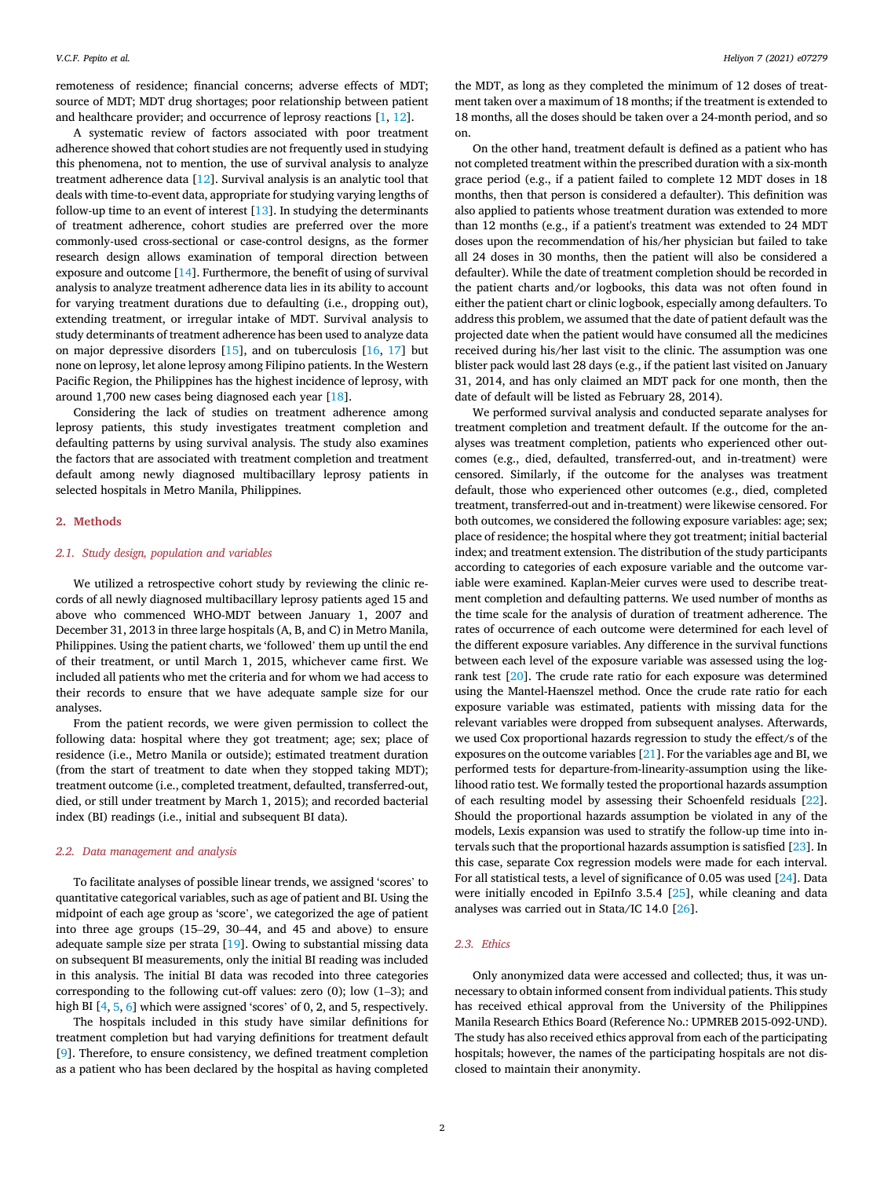remoteness of residence; financial concerns; adverse effects of MDT; source of MDT; MDT drug shortages; poor relationship between patient and healthcare provider; and occurrence of leprosy reactions [1, 12].

A systematic review of factors associated with poor treatment adherence showed that cohort studies are not frequently used in studying this phenomena, not to mention, the use of survival analysis to analyze treatment adherence data [12]. Survival analysis is an analytic tool that deals with time-to-event data, appropriate for studying varying lengths of follow-up time to an event of interest [13]. In studying the determinants of treatment adherence, cohort studies are preferred over the more commonly-used cross-sectional or case-control designs, as the former research design allows examination of temporal direction between exposure and outcome [14]. Furthermore, the benefit of using of survival analysis to analyze treatment adherence data lies in its ability to account for varying treatment durations due to defaulting (i.e., dropping out), extending treatment, or irregular intake of MDT. Survival analysis to study determinants of treatment adherence has been used to analyze data on major depressive disorders [15], and on tuberculosis [16, 17] but none on leprosy, let alone leprosy among Filipino patients. In the Western Pacific Region, the Philippines has the highest incidence of leprosy, with around 1,700 new cases being diagnosed each year [18].

Considering the lack of studies on treatment adherence among leprosy patients, this study investigates treatment completion and defaulting patterns by using survival analysis. The study also examines the factors that are associated with treatment completion and treatment default among newly diagnosed multibacillary leprosy patients in selected hospitals in Metro Manila, Philippines.

## 2. Methods

### 2.1. Study design, population and variables

We utilized a retrospective cohort study by reviewing the clinic records of all newly diagnosed multibacillary leprosy patients aged 15 and above who commenced WHO-MDT between January 1, 2007 and December 31, 2013 in three large hospitals (A, B, and C) in Metro Manila, Philippines. Using the patient charts, we 'followed' them up until the end of their treatment, or until March 1, 2015, whichever came first. We included all patients who met the criteria and for whom we had access to their records to ensure that we have adequate sample size for our analyses.

From the patient records, we were given permission to collect the following data: hospital where they got treatment; age; sex; place of residence (i.e., Metro Manila or outside); estimated treatment duration (from the start of treatment to date when they stopped taking MDT); treatment outcome (i.e., completed treatment, defaulted, transferred-out, died, or still under treatment by March 1, 2015); and recorded bacterial index (BI) readings (i.e., initial and subsequent BI data).

### 2.2. Data management and analysis

To facilitate analyses of possible linear trends, we assigned 'scores' to quantitative categorical variables, such as age of patient and BI. Using the midpoint of each age group as 'score', we categorized the age of patient into three age groups (15–29, 30–44, and 45 and above) to ensure adequate sample size per strata [19]. Owing to substantial missing data on subsequent BI measurements, only the initial BI reading was included in this analysis. The initial BI data was recoded into three categories corresponding to the following cut-off values: zero (0); low (1–3); and high BI [4, 5, 6] which were assigned 'scores' of 0, 2, and 5, respectively.

The hospitals included in this study have similar definitions for treatment completion but had varying definitions for treatment default [9]. Therefore, to ensure consistency, we defined treatment completion as a patient who has been declared by the hospital as having completed the MDT, as long as they completed the minimum of 12 doses of treatment taken over a maximum of 18 months; if the treatment is extended to 18 months, all the doses should be taken over a 24-month period, and so on.

On the other hand, treatment default is defined as a patient who has not completed treatment within the prescribed duration with a six-month grace period (e.g., if a patient failed to complete 12 MDT doses in 18 months, then that person is considered a defaulter). This definition was also applied to patients whose treatment duration was extended to more than 12 months (e.g., if a patient's treatment was extended to 24 MDT doses upon the recommendation of his/her physician but failed to take all 24 doses in 30 months, then the patient will also be considered a defaulter). While the date of treatment completion should be recorded in the patient charts and/or logbooks, this data was not often found in either the patient chart or clinic logbook, especially among defaulters. To address this problem, we assumed that the date of patient default was the projected date when the patient would have consumed all the medicines received during his/her last visit to the clinic. The assumption was one blister pack would last 28 days (e.g., if the patient last visited on January 31, 2014, and has only claimed an MDT pack for one month, then the date of default will be listed as February 28, 2014).

We performed survival analysis and conducted separate analyses for treatment completion and treatment default. If the outcome for the analyses was treatment completion, patients who experienced other outcomes (e.g., died, defaulted, transferred-out, and in-treatment) were censored. Similarly, if the outcome for the analyses was treatment default, those who experienced other outcomes (e.g., died, completed treatment, transferred-out and in-treatment) were likewise censored. For both outcomes, we considered the following exposure variables: age; sex; place of residence; the hospital where they got treatment; initial bacterial index; and treatment extension. The distribution of the study participants according to categories of each exposure variable and the outcome variable were examined. Kaplan-Meier curves were used to describe treatment completion and defaulting patterns. We used number of months as the time scale for the analysis of duration of treatment adherence. The rates of occurrence of each outcome were determined for each level of the different exposure variables. Any difference in the survival functions between each level of the exposure variable was assessed using the log-rank test [20]. The crude rate ratio for each exposure was determined using the Mantel-Haenszel method. Once the crude rate ratio for each exposure variable was estimated, patients with missing data for the relevant variables were dropped from subsequent analyses. Afterwards, we used Cox proportional hazards regression to study the effect/s of the exposures on the outcome variables [21]. For the variables age and BI, we performed tests for departure-from-linearity-assumption using the likelihood ratio test. We formally tested the proportional hazards assumption of each resulting model by assessing their Schoenfeld residuals [22]. Should the proportional hazards assumption be violated in any of the models, Lexis expansion was used to stratify the follow-up time into intervals such that the proportional hazards assumption is satisfied [23]. In this case, separate Cox regression models were made for each interval. For all statistical tests, a level of significance of 0.05 was used [24]. Data were initially encoded in EpiInfo 3.5.4 [25], while cleaning and data analyses was carried out in Stata/IC 14.0 [26].

### 2.3. Ethics

Only anonymized data were accessed and collected; thus, it was unnecessary to obtain informed consent from individual patients. This study has received ethical approval from the University of the Philippines Manila Research Ethics Board (Reference No.: UPMREB 2015-092-UND). The study has also received ethics approval from each of the participating hospitals; however, the names of the participating hospitals are not disclosed to maintain their anonymity.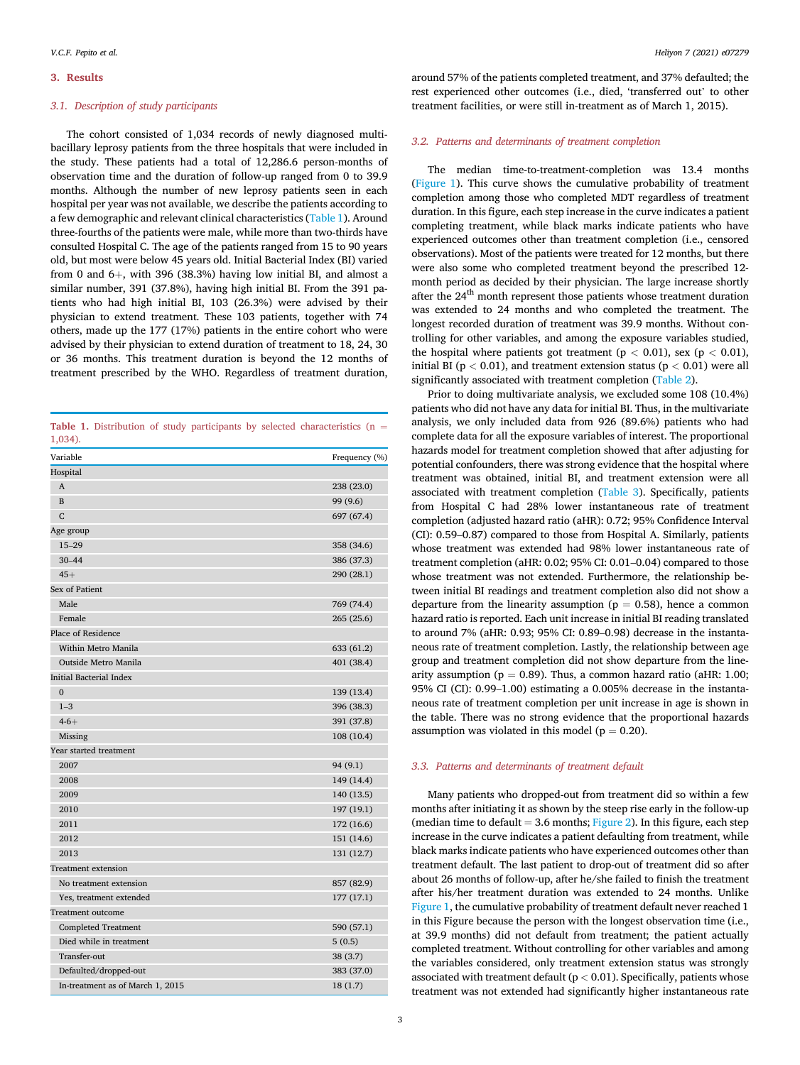## 3. Results

### 3.1. Description of study participants

The cohort consisted of 1,034 records of newly diagnosed multi-bacillary leprosy patients from the three hospitals that were included in the study. These patients had a total of 12,286.6 person-months of observation time and the duration of follow-up ranged from 0 to 39.9 months. Although the number of new leprosy patients seen in each hospital per year was not available, we describe the patients according to a few demographic and relevant clinical characteristics (Table 1). Around three-fourths of the patients were male, while more than two-thirds have consulted Hospital C. The age of the patients ranged from 15 to 90 years old, but most were below 45 years old. Initial Bacterial Index (BI) varied from 0 and 6+, with 396 (38.3%) having low initial BI, and almost a similar number, 391 (37.8%), having high initial BI. From the 391 patients who had high initial BI, 103 (26.3%) were advised by their physician to extend treatment. These 103 patients, together with 74 others, made up the 177 (17%) patients in the entire cohort who were advised by their physician to extend duration of treatment to 18, 24, 30 or 36 months. This treatment duration is beyond the 12 months of treatment prescribed by the WHO. Regardless of treatment duration, around 57% of the patients completed treatment, and 37% defaulted; the rest experienced other outcomes (i.e., died, 'transferred out' to other treatment facilities, or were still in-treatment as of March 1, 2015).

**Table 1.** Distribution of study participants by selected characteristics (n = 1,034).

| Variable | Frequency (%) |
|---|---|
| Hospital | |
| A | 238 (23.0) |
| B | 99 (9.6) |
| C | 697 (67.4) |
| Age group | |
| 15–29 | 358 (34.6) |
| 30–44 | 386 (37.3) |
| 45+ | 290 (28.1) |
| Sex of Patient | |
| Male | 769 (74.4) |
| Female | 265 (25.6) |
| Place of Residence | |
| Within Metro Manila | 633 (61.2) |
| Outside Metro Manila | 401 (38.4) |
| Initial Bacterial Index | |
| 0 | 139 (13.4) |
| 1–3 | 396 (38.3) |
| 4-6+ | 391 (37.8) |
| Missing | 108 (10.4) |
| Year started treatment | |
| 2007 | 94 (9.1) |
| 2008 | 149 (14.4) |
| 2009 | 140 (13.5) |
| 2010 | 197 (19.1) |
| 2011 | 172 (16.6) |
| 2012 | 151 (14.6) |
| 2013 | 131 (12.7) |
| Treatment extension | |
| No treatment extension | 857 (82.9) |
| Yes, treatment extended | 177 (17.1) |
| Treatment outcome | |
| Completed Treatment | 590 (57.1) |
| Died while in treatment | 5 (0.5) |
| Transfer-out | 38 (3.7) |
| Defaulted/dropped-out | 383 (37.0) |
| In-treatment as of March 1, 2015 | 18 (1.7) |

### 3.2. Patterns and determinants of treatment completion

The median time-to-treatment-completion was 13.4 months (Figure 1). This curve shows the cumulative probability of treatment completion among those who completed MDT regardless of treatment duration. In this figure, each step increase in the curve indicates a patient completing treatment, while black marks indicate patients who have experienced outcomes other than treatment completion (i.e., censored observations). Most of the patients were treated for 12 months, but there were also some who completed treatment beyond the prescribed 12-month period as decided by their physician. The large increase shortly after the 24$^{th}$ month represent those patients whose treatment duration was extended to 24 months and who completed the treatment. The longest recorded duration of treatment was 39.9 months. Without controlling for other variables, and among the exposure variables studied, the hospital where patients got treatment ($p < 0.01$), sex ($p < 0.01$), initial BI ($p < 0.01$), and treatment extension status ($p < 0.01$) were all significantly associated with treatment completion (Table 2).

Prior to doing multivariate analysis, we excluded some 108 (10.4%) patients who did not have any data for initial BI. Thus, in the multivariate analysis, we only included data from 926 (89.6%) patients who had complete data for all the exposure variables of interest. The proportional hazards model for treatment completion showed that after adjusting for potential confounders, there was strong evidence that the hospital where treatment was obtained, initial BI, and treatment extension were all associated with treatment completion (Table 3). Specifically, patients from Hospital C had 28% lower instantaneous rate of treatment completion (adjusted hazard ratio (aHR): 0.72; 95% Confidence Interval (CI): 0.59–0.87) compared to those from Hospital A. Similarly, patients whose treatment was extended had 98% lower instantaneous rate of treatment completion (aHR: 0.02; 95% CI: 0.01–0.04) compared to those whose treatment was not extended. Furthermore, the relationship between initial BI readings and treatment completion also did not show a departure from the linearity assumption ($p = 0.58$), hence a common hazard ratio is reported. Each unit increase in initial BI readings translated to around 7% (aHR: 0.93; 95% CI: 0.89–0.98) decrease in the instantaneous rate of treatment completion. Lastly, the relationship between age group and treatment completion did not show departure from the linearity assumption ($p = 0.89$). Thus, a common hazard ratio (aHR: 1.00; 95% CI (CI): 0.99–1.00) estimating a 0.005% decrease in the instantaneous rate of treatment completion per unit increase in age is shown in the table. There was no strong evidence that the proportional hazards assumption was violated in this model ($p = 0.20$).

### 3.3. Patterns and determinants of treatment default

Many patients who dropped-out from treatment did so within a few months after initiating it as shown by the steep rise early in the follow-up (median time to default = 3.6 months; Figure 2). In this figure, each step increase in the curve indicates a patient defaulting from treatment, while black marks indicate patients who have experienced outcomes other than treatment default. The last patient to drop-out of treatment did so after about 26 months of follow-up, after he/she failed to finish the treatment after his/her treatment duration was extended to 24 months. Unlike Figure 1, the cumulative probability of treatment default never reached 1 in this Figure because the person with the longest observation time (i.e., at 39.9 months) did not default from treatment; the patient actually completed treatment. Without controlling for other variables and among the variables considered, only treatment extension status was strongly associated with treatment default ($p < 0.01$). Specifically, patients whose treatment was not extended had significantly higher instantaneous rate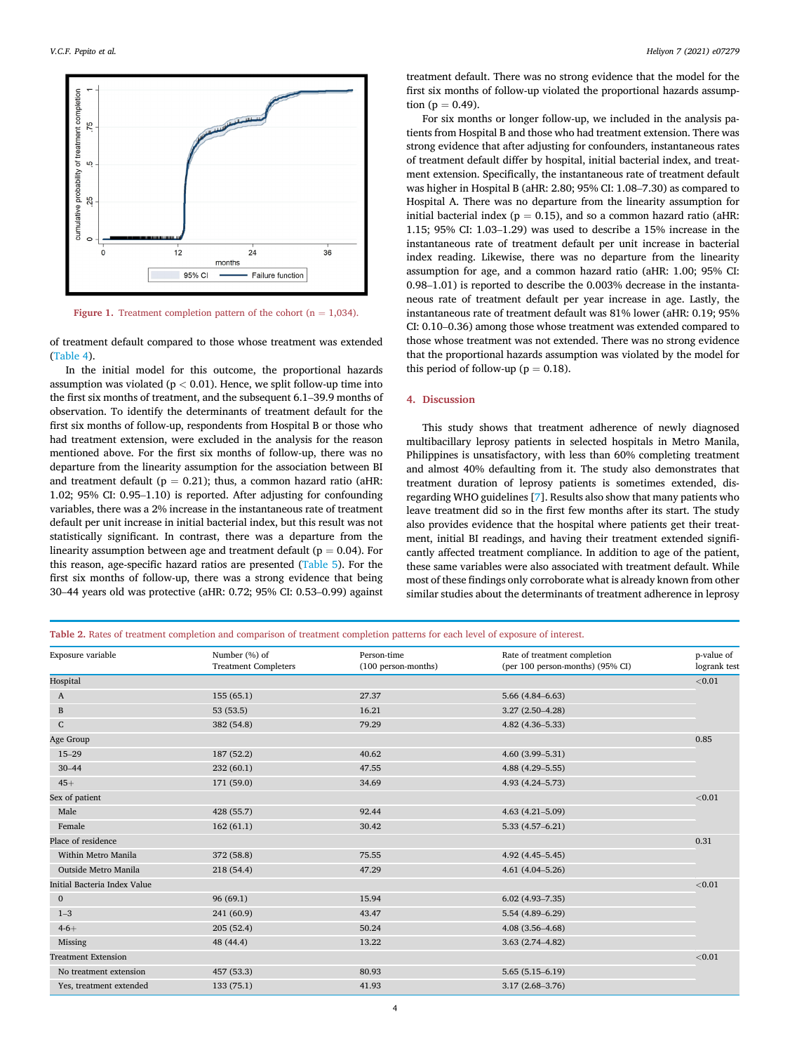Figure 1. Treatment completion pattern of the cohort (n = 1,034).

of treatment default compared to those whose treatment was extended (Table 4).

In the initial model for this outcome, the proportional hazards assumption was violated ($p < 0.01$). Hence, we split follow-up time into the first six months of treatment, and the subsequent 6.1–39.9 months of observation. To identify the determinants of treatment default for the first six months of follow-up, respondents from Hospital B or those who had treatment extension, were excluded in the analysis for the reason mentioned above. For the first six months of follow-up, there was no departure from the linearity assumption for the association between BI and treatment default ($p = 0.21$); thus, a common hazard ratio (aHR: 1.02; 95% CI: 0.95–1.10) is reported. After adjusting for confounding variables, there was a 2% increase in the instantaneous rate of treatment default per unit increase in initial bacterial index, but this result was not statistically significant. In contrast, there was a departure from the linearity assumption between age and treatment default ($p = 0.04$). For this reason, age-specific hazard ratios are presented (Table 5). For the first six months of follow-up, there was a strong evidence that being 30–44 years old was protective (aHR: 0.72; 95% CI: 0.53–0.99) against treatment default. There was no strong evidence that the model for the first six months of follow-up violated the proportional hazards assumption ($p = 0.49$).

For six months or longer follow-up, we included in the analysis patients from Hospital B and those who had treatment extension. There was strong evidence that after adjusting for confounders, instantaneous rates of treatment default differ by hospital, initial bacterial index, and treatment extension. Specifically, the instantaneous rate of treatment default was higher in Hospital B (aHR: 2.80; 95% CI: 1.08–7.30) as compared to Hospital A. There was no departure from the linearity assumption for initial bacterial index ($p = 0.15$), and so a common hazard ratio (aHR: 1.15; 95% CI: 1.03–1.29) was used to describe a 15% increase in the instantaneous rate of treatment default per unit increase in bacterial index reading. Likewise, there was no departure from the linearity assumption for age, and a common hazard ratio (aHR: 1.00; 95% CI: 0.98–1.01) is reported to describe the 0.003% decrease in the instantaneous rate of treatment default per year increase in age. Lastly, the instantaneous rate of treatment default was 81% lower (aHR: 0.19; 95% CI: 0.10–0.36) among those whose treatment was extended compared to those whose treatment was not extended. There was no strong evidence that the proportional hazards assumption was violated by the model for this period of follow-up ($p = 0.18$).

## 4. Discussion

This study shows that treatment adherence of newly diagnosed multibacillary leprosy patients in selected hospitals in Metro Manila, Philippines is unsatisfactory, with less than 60% completing treatment and almost 40% defaulting from it. The study also demonstrates that treatment duration of leprosy patients is sometimes extended, disregarding WHO guidelines [7]. Results also show that many patients who leave treatment did so in the first few months after its start. The study also provides evidence that the hospital where patients get their treatment, initial BI readings, and having their treatment extended significantly affected treatment compliance. In addition to age of the patient, these same variables were also associated with treatment default. While most of these findings only corroborate what is already known from other similar studies about the determinants of treatment adherence in leprosy

**Table 2.** Rates of treatment completion and comparison of treatment completion patterns for each level of exposure of interest.

| Exposure variable | Number (%) of Treatment Completers | Person-time (100 person-months) | Rate of treatment completion (per 100 person-months) (95% CI) | p-value of logrank test |
|---|---|---|---|---|
| Hospital | | | | <0.01 |
| A | 155 (65.1) | 27.37 | 5.66 (4.84–6.63) | |
| B | 53 (53.5) | 16.21 | 3.27 (2.50–4.28) | |
| C | 382 (54.8) | 79.29 | 4.82 (4.36–5.33) | |
| Age Group | | | | 0.85 |
| 15–29 | 187 (52.2) | 40.62 | 4.60 (3.99–5.31) | |
| 30–44 | 232 (60.1) | 47.55 | 4.88 (4.29–5.55) | |
| 45+ | 171 (59.0) | 34.69 | 4.93 (4.24–5.73) | |
| Sex of patient | | | | <0.01 |
| Male | 428 (55.7) | 92.44 | 4.63 (4.21–5.09) | |
| Female | 162 (61.1) | 30.42 | 5.33 (4.57–6.21) | |
| Place of residence | | | | 0.31 |
| Within Metro Manila | 372 (58.8) | 75.55 | 4.92 (4.45–5.45) | |
| Outside Metro Manila | 218 (54.4) | 47.29 | 4.61 (4.04–5.26) | |
| Initial Bacteria Index Value | | | | <0.01 |
| 0 | 96 (69.1) | 15.94 | 6.02 (4.93–7.35) | |
| 1–3 | 241 (60.9) | 43.47 | 5.54 (4.89–6.29) | |
| 4-6+ | 205 (52.4) | 50.24 | 4.08 (3.56–4.68) | |
| Missing | 48 (44.4) | 13.22 | 3.63 (2.74–4.82) | |
| Treatment Extension | | | | <0.01 |
| No treatment extension | 457 (53.3) | 80.93 | 5.65 (5.15–6.19) | |
| Yes, treatment extended | 133 (75.1) | 41.93 | 3.17 (2.68–3.76) | |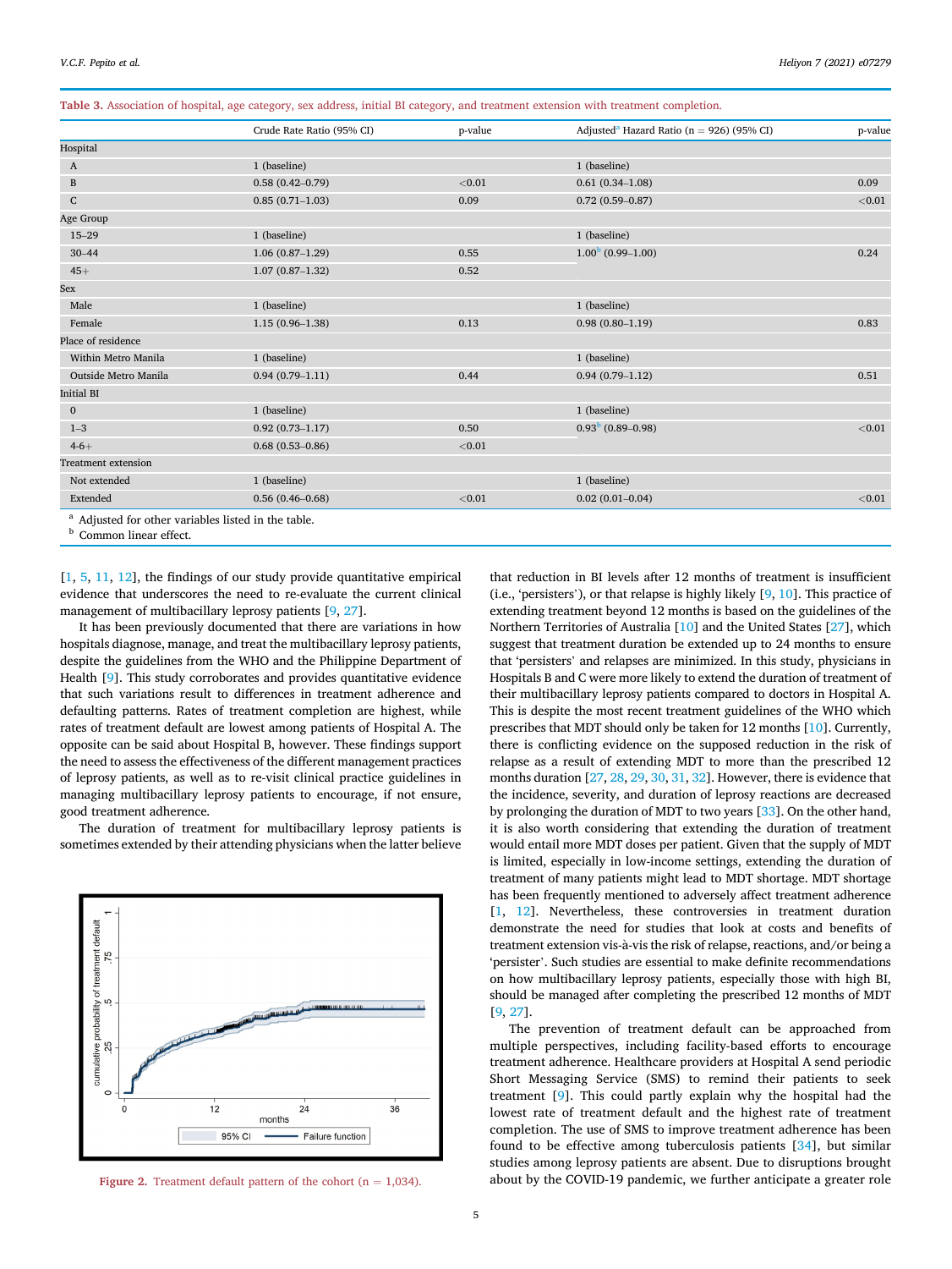**Table 3.** Association of hospital, age category, sex address, initial BI category, and treatment extension with treatment completion.

| | Crude Rate Ratio (95% CI) | p-value | Adjusted[a] Hazard Ratio (n = 926) (95% CI) | p-value |
|---|---|---|---|---|
| Hospital | | | | |
| A | 1 (baseline) | | 1 (baseline) | |
| B | 0.58 (0.42–0.79) | <0.01 | 0.61 (0.34–1.08) | 0.09 |
| C | 0.85 (0.71–1.03) | 0.09 | 0.72 (0.59–0.87) | <0.01 |
| Age Group | | | | |
| 15–29 | 1 (baseline) | | 1 (baseline) | |
| 30–44 | 1.06 (0.87–1.29) | 0.55 | 1.00[b] (0.99–1.00) | 0.24 |
| 45+ | 1.07 (0.87–1.32) | 0.52 | | |
| Sex | | | | |
| Male | 1 (baseline) | | 1 (baseline) | |
| Female | 1.15 (0.96–1.38) | 0.13 | 0.98 (0.80–1.19) | 0.83 |
| Place of residence | | | | |
| Within Metro Manila | 1 (baseline) | | 1 (baseline) | |
| Outside Metro Manila | 0.94 (0.79–1.11) | 0.44 | 0.94 (0.79–1.12) | 0.51 |
| Initial BI | | | | |
| 0 | 1 (baseline) | | 1 (baseline) | |
| 1–3 | 0.92 (0.73–1.17) | 0.50 | 0.93[b] (0.89–0.98) | <0.01 |
| 4-6+ | 0.68 (0.53–0.86) | <0.01 | | |
| Treatment extension | | | | |
| Not extended | 1 (baseline) | | 1 (baseline) | |
| Extended | 0.56 (0.46–0.68) | <0.01 | 0.02 (0.01–0.04) | <0.01 |

[a] Adjusted for other variables listed in the table.
[b] Common linear effect.

[1, 5, 11, 12], the findings of our study provide quantitative empirical evidence that underscores the need to re-evaluate the current clinical management of multibacillary leprosy patients [9, 27].

It has been previously documented that there are variations in how hospitals diagnose, manage, and treat the multibacillary leprosy patients, despite the guidelines from the WHO and the Philippine Department of Health [9]. This study corroborates and provides quantitative evidence that such variations result to differences in treatment adherence and defaulting patterns. Rates of treatment completion are highest, while rates of treatment default are lowest among patients of Hospital A. The opposite can be said about Hospital B, however. These findings support the need to assess the effectiveness of the different management practices of leprosy patients, as well as to re-visit clinical practice guidelines in managing multibacillary leprosy patients to encourage, if not ensure, good treatment adherence.

The duration of treatment for multibacillary leprosy patients is sometimes extended by their attending physicians when the latter believe that reduction in BI levels after 12 months of treatment is insufficient (i.e., 'persisters'), or that relapse is highly likely [9, 10]. This practice of extending treatment beyond 12 months is based on the guidelines of the Northern Territories of Australia [10] and the United States [27], which suggest that treatment duration be extended up to 24 months to ensure that 'persisters' and relapses are minimized. In this study, physicians in Hospitals B and C were more likely to extend the duration of treatment of their multibacillary leprosy patients compared to doctors in Hospital A. This is despite the most recent treatment guidelines of the WHO which prescribes that MDT should only be taken for 12 months [10]. Currently, there is conflicting evidence on the supposed reduction in the risk of relapse as a result of extending MDT to more than the prescribed 12 months duration [27, 28, 29, 30, 31, 32]. However, there is evidence that the incidence, severity, and duration of leprosy reactions are decreased by prolonging the duration of MDT to two years [33]. On the other hand, it is also worth considering that extending the duration of treatment would entail more MDT doses per patient. Given that the supply of MDT is limited, especially in low-income settings, extending the duration of treatment of many patients might lead to MDT shortage. MDT shortage has been frequently mentioned to adversely affect treatment adherence [1, 12]. Nevertheless, these controversies in treatment duration demonstrate the need for studies that look at costs and benefits of treatment extension vis-à-vis the risk of relapse, reactions, and/or being a 'persister'. Such studies are essential to make definite recommendations on how multibacillary leprosy patients, especially those with high BI, should be managed after completing the prescribed 12 months of MDT [9, 27].

The prevention of treatment default can be approached from multiple perspectives, including facility-based efforts to encourage treatment adherence. Healthcare providers at Hospital A send periodic Short Messaging Service (SMS) to remind their patients to seek treatment [9]. This could partly explain why the hospital had the lowest rate of treatment default and the highest rate of treatment completion. The use of SMS to improve treatment adherence has been found to be effective among tuberculosis patients [34], but similar studies among leprosy patients are absent. Due to disruptions brought about by the COVID-19 pandemic, we further anticipate a greater role

**Figure 2.** Treatment default pattern of the cohort (n = 1,034).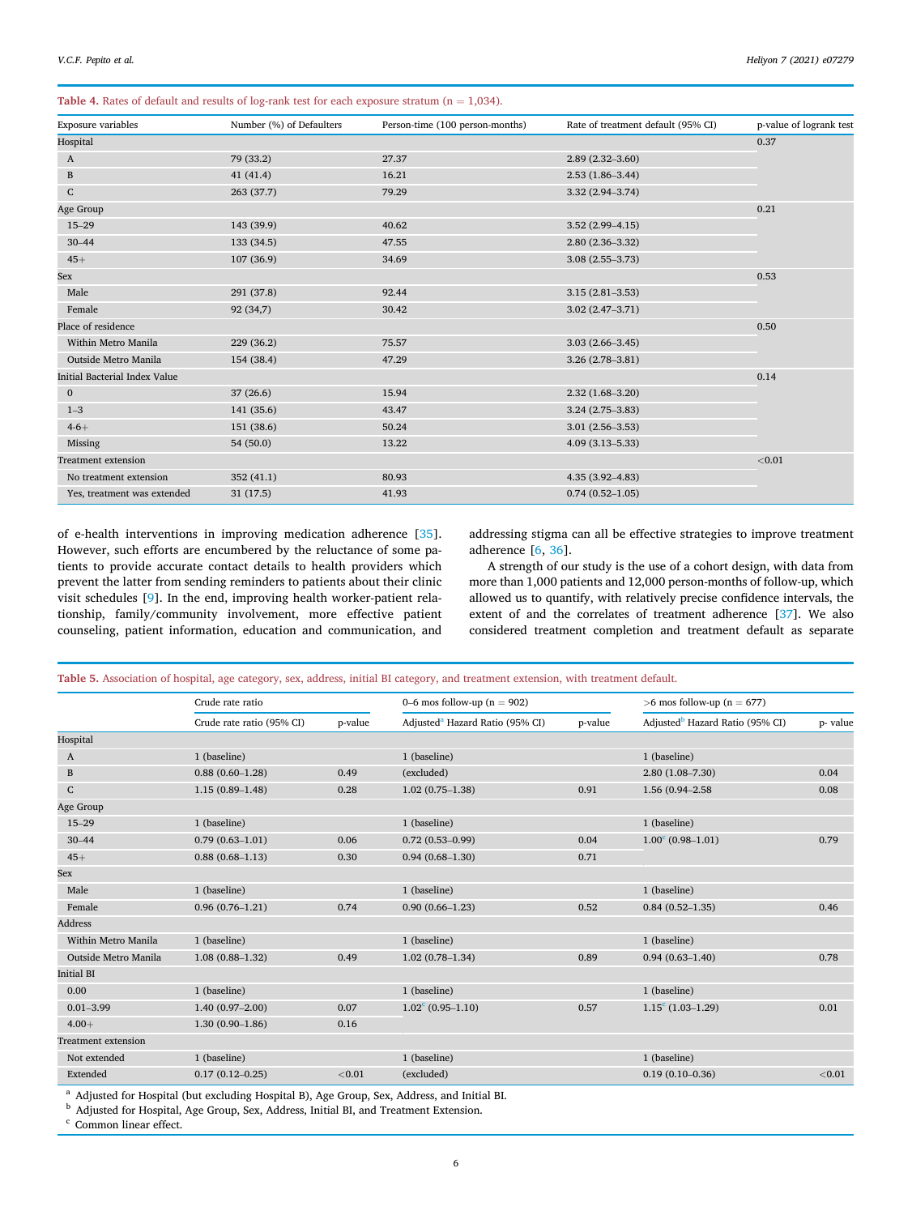**Table 4.** Rates of default and results of log-rank test for each exposure stratum (n = 1,034).

| Exposure variables | Number (%) of Defaulters | Person-time (100 person-months) | Rate of treatment default (95% CI) | p-value of logrank test |
|---|---|---|---|---|
| Hospital | | | | 0.37 |
| A | 79 (33.2) | 27.37 | 2.89 (2.32–3.60) | |
| B | 41 (41.4) | 16.21 | 2.53 (1.86–3.44) | |
| C | 263 (37.7) | 79.29 | 3.32 (2.94–3.74) | |
| Age Group | | | | 0.21 |
| 15–29 | 143 (39.9) | 40.62 | 3.52 (2.99–4.15) | |
| 30–44 | 133 (34.5) | 47.55 | 2.80 (2.36–3.32) | |
| 45+ | 107 (36.9) | 34.69 | 3.08 (2.55–3.73) | |
| Sex | | | | 0.53 |
| Male | 291 (37.8) | 92.44 | 3.15 (2.81–3.53) | |
| Female | 92 (34,7) | 30.42 | 3.02 (2.47–3.71) | |
| Place of residence | | | | 0.50 |
| Within Metro Manila | 229 (36.2) | 75.57 | 3.03 (2.66–3.45) | |
| Outside Metro Manila | 154 (38.4) | 47.29 | 3.26 (2.78–3.81) | |
| Initial Bacterial Index Value | | | | 0.14 |
| 0 | 37 (26.6) | 15.94 | 2.32 (1.68–3.20) | |
| 1–3 | 141 (35.6) | 43.47 | 3.24 (2.75–3.83) | |
| 4-6+ | 151 (38.6) | 50.24 | 3.01 (2.56–3.53) | |
| Missing | 54 (50.0) | 13.22 | 4.09 (3.13–5.33) | |
| Treatment extension | | | | <0.01 |
| No treatment extension | 352 (41.1) | 80.93 | 4.35 (3.92–4.83) | |
| Yes, treatment was extended | 31 (17.5) | 41.93 | 0.74 (0.52–1.05) | |

of e-health interventions in improving medication adherence [35]. However, such efforts are encumbered by the reluctance of some patients to provide accurate contact details to health providers which prevent the latter from sending reminders to patients about their clinic visit schedules [9]. In the end, improving health worker-patient relationship, family/community involvement, more effective patient counseling, patient information, education and communication, and addressing stigma can all be effective strategies to improve treatment adherence [6, 36].

A strength of our study is the use of a cohort design, with data from more than 1,000 patients and 12,000 person-months of follow-up, which allowed us to quantify, with relatively precise confidence intervals, the extent of and the correlates of treatment adherence [37]. We also considered treatment completion and treatment default as separate

**Table 5.** Association of hospital, age category, sex, address, initial BI category, and treatment extension, with treatment default.

| | Crude rate ratio | | 0–6 mos follow-up (n = 902) | | >6 mos follow-up (n = 677) | |
|---|---|---|---|---|---|---|
| | Crude rate ratio (95% CI) | p-value | Adjusted[a] Hazard Ratio (95% CI) | p-value | Adjusted[b] Hazard Ratio (95% CI) | p- value |
| Hospital | | | | | | |
| A | 1 (baseline) | | 1 (baseline) | | 1 (baseline) | |
| B | 0.88 (0.60–1.28) | 0.49 | (excluded) | | 2.80 (1.08–7.30) | 0.04 |
| C | 1.15 (0.89–1.48) | 0.28 | 1.02 (0.75–1.38) | 0.91 | 1.56 (0.94–2.58 | 0.08 |
| Age Group | | | | | | |
| 15–29 | 1 (baseline) | | 1 (baseline) | | 1 (baseline) | |
| 30–44 | 0.79 (0.63–1.01) | 0.06 | 0.72 (0.53–0.99) | 0.04 | 1.00[c] (0.98–1.01) | 0.79 |
| 45+ | 0.88 (0.68–1.13) | 0.30 | 0.94 (0.68–1.30) | 0.71 | | |
| Sex | | | | | | |
| Male | 1 (baseline) | | 1 (baseline) | | 1 (baseline) | |
| Female | 0.96 (0.76–1.21) | 0.74 | 0.90 (0.66–1.23) | 0.52 | 0.84 (0.52–1.35) | 0.46 |
| Address | | | | | | |
| Within Metro Manila | 1 (baseline) | | 1 (baseline) | | 1 (baseline) | |
| Outside Metro Manila | 1.08 (0.88–1.32) | 0.49 | 1.02 (0.78–1.34) | 0.89 | 0.94 (0.63–1.40) | 0.78 |
| Initial BI | | | | | | |
| 0.00 | 1 (baseline) | | 1 (baseline) | | 1 (baseline) | |
| 0.01–3.99 | 1.40 (0.97–2.00) | 0.07 | 1.02[c] (0.95–1.10) | 0.57 | 1.15[c] (1.03–1.29) | 0.01 |
| 4.00+ | 1.30 (0.90–1.86) | 0.16 | | | | |
| Treatment extension | | | | | | |
| Not extended | 1 (baseline) | | 1 (baseline) | | 1 (baseline) | |
| Extended | 0.17 (0.12–0.25) | <0.01 | (excluded) | | 0.19 (0.10–0.36) | <0.01 |

[a] Adjusted for Hospital (but excluding Hospital B), Age Group, Sex, Address, and Initial BI.
[b] Adjusted for Hospital, Age Group, Sex, Address, Initial BI, and Treatment Extension.
[c] Common linear effect.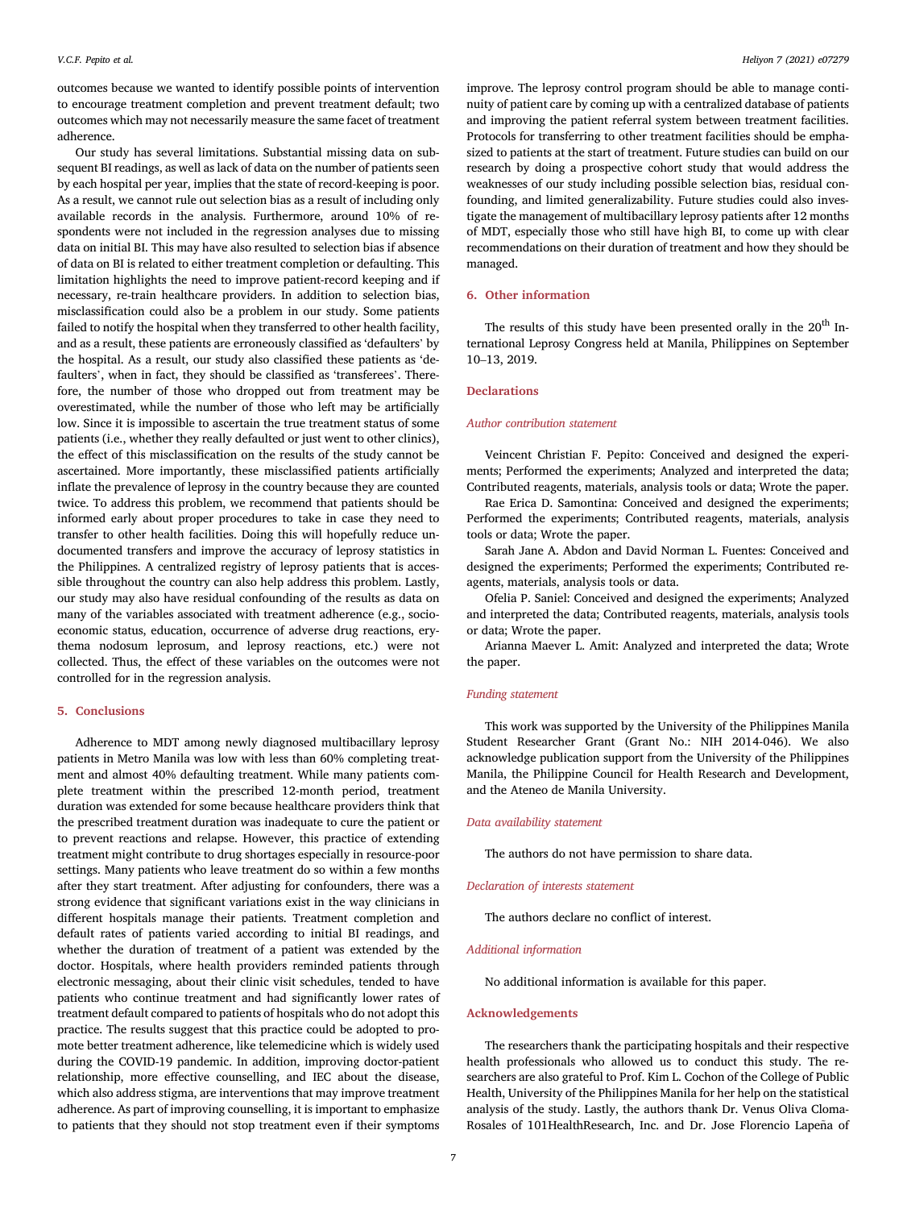outcomes because we wanted to identify possible points of intervention to encourage treatment completion and prevent treatment default; two outcomes which may not necessarily measure the same facet of treatment adherence.

Our study has several limitations. Substantial missing data on subsequent BI readings, as well as lack of data on the number of patients seen by each hospital per year, implies that the state of record-keeping is poor. As a result, we cannot rule out selection bias as a result of including only available records in the analysis. Furthermore, around 10% of respondents were not included in the regression analyses due to missing data on initial BI. This may have also resulted to selection bias if absence of data on BI is related to either treatment completion or defaulting. This limitation highlights the need to improve patient-record keeping and if necessary, re-train healthcare providers. In addition to selection bias, misclassification could also be a problem in our study. Some patients failed to notify the hospital when they transferred to other health facility, and as a result, these patients are erroneously classified as 'defaulters' by the hospital. As a result, our study also classified these patients as 'defaulters', when in fact, they should be classified as 'transferees'. Therefore, the number of those who dropped out from treatment may be overestimated, while the number of those who left may be artificially low. Since it is impossible to ascertain the true treatment status of some patients (i.e., whether they really defaulted or just went to other clinics), the effect of this misclassification on the results of the study cannot be ascertained. More importantly, these misclassified patients artificially inflate the prevalence of leprosy in the country because they are counted twice. To address this problem, we recommend that patients should be informed early about proper procedures to take in case they need to transfer to other health facilities. Doing this will hopefully reduce undocumented transfers and improve the accuracy of leprosy statistics in the Philippines. A centralized registry of leprosy patients that is accessible throughout the country can also help address this problem. Lastly, our study may also have residual confounding of the results as data on many of the variables associated with treatment adherence (e.g., socioeconomic status, education, occurrence of adverse drug reactions, erythema nodosum leprosum, and leprosy reactions, etc.) were not collected. Thus, the effect of these variables on the outcomes were not controlled for in the regression analysis.

## 5. Conclusions

Adherence to MDT among newly diagnosed multibacillary leprosy patients in Metro Manila was low with less than 60% completing treatment and almost 40% defaulting treatment. While many patients complete treatment within the prescribed 12-month period, treatment duration was extended for some because healthcare providers think that the prescribed treatment duration was inadequate to cure the patient or to prevent reactions and relapse. However, this practice of extending treatment might contribute to drug shortages especially in resource-poor settings. Many patients who leave treatment do so within a few months after they start treatment. After adjusting for confounders, there was a strong evidence that significant variations exist in the way clinicians in different hospitals manage their patients. Treatment completion and default rates of patients varied according to initial BI readings, and whether the duration of treatment of a patient was extended by the doctor. Hospitals, where health providers reminded patients through electronic messaging, about their clinic visit schedules, tended to have patients who continue treatment and had significantly lower rates of treatment default compared to patients of hospitals who do not adopt this practice. The results suggest that this practice could be adopted to promote better treatment adherence, like telemedicine which is widely used during the COVID-19 pandemic. In addition, improving doctor-patient relationship, more effective counselling, and IEC about the disease, which also address stigma, are interventions that may improve treatment adherence. As part of improving counselling, it is important to emphasize to patients that they should not stop treatment even if their symptoms improve. The leprosy control program should be able to manage continuity of patient care by coming up with a centralized database of patients and improving the patient referral system between treatment facilities. Protocols for transferring to other treatment facilities should be emphasized to patients at the start of treatment. Future studies can build on our research by doing a prospective cohort study that would address the weaknesses of our study including possible selection bias, residual confounding, and limited generalizability. Future studies could also investigate the management of multibacillary leprosy patients after 12 months of MDT, especially those who still have high BI, to come up with clear recommendations on their duration of treatment and how they should be managed.

## 6. Other information

The results of this study have been presented orally in the 20th International Leprosy Congress held at Manila, Philippines on September 10–13, 2019.

## Declarations

### *Author contribution statement*

Veincent Christian F. Pepito: Conceived and designed the experiments; Performed the experiments; Analyzed and interpreted the data; Contributed reagents, materials, analysis tools or data; Wrote the paper.

Rae Erica D. Samontina: Conceived and designed the experiments; Performed the experiments; Contributed reagents, materials, analysis tools or data; Wrote the paper.

Sarah Jane A. Abdon and David Norman L. Fuentes: Conceived and designed the experiments; Performed the experiments; Contributed reagents, materials, analysis tools or data.

Ofelia P. Saniel: Conceived and designed the experiments; Analyzed and interpreted the data; Contributed reagents, materials, analysis tools or data; Wrote the paper.

Arianna Maever L. Amit: Analyzed and interpreted the data; Wrote the paper.

### *Funding statement*

This work was supported by the University of the Philippines Manila Student Researcher Grant (Grant No.: NIH 2014-046). We also acknowledge publication support from the University of the Philippines Manila, the Philippine Council for Health Research and Development, and the Ateneo de Manila University.

### *Data availability statement*

The authors do not have permission to share data.

### *Declaration of interests statement*

The authors declare no conflict of interest.

### *Additional information*

No additional information is available for this paper.

## Acknowledgements

The researchers thank the participating hospitals and their respective health professionals who allowed us to conduct this study. The researchers are also grateful to Prof. Kim L. Cochon of the College of Public Health, University of the Philippines Manila for her help on the statistical analysis of the study. Lastly, the authors thank Dr. Venus Oliva Cloma-Rosales of 101HealthResearch, Inc. and Dr. Jose Florencio Lapeña of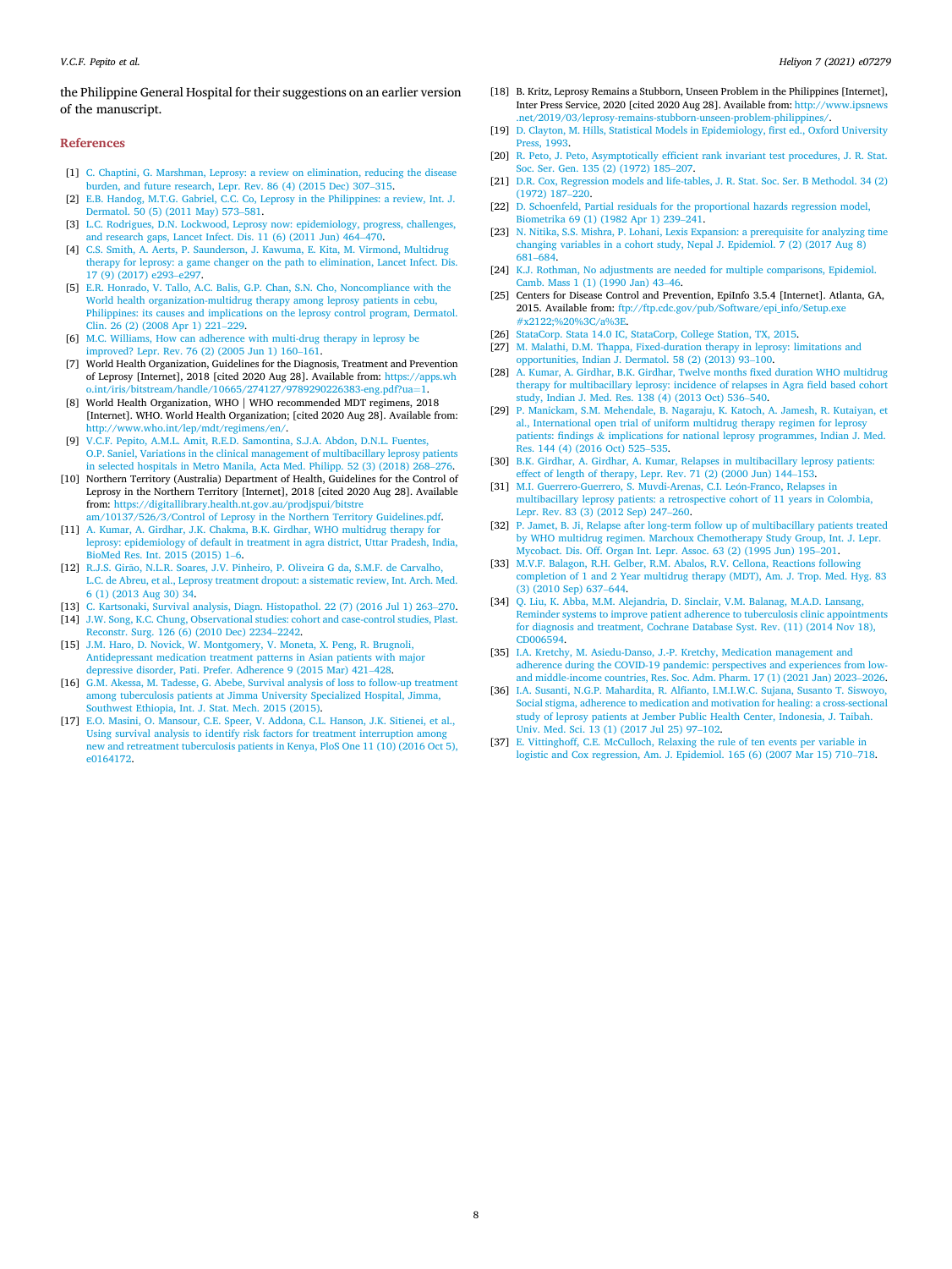the Philippine General Hospital for their suggestions on an earlier version of the manuscript.

## References

[1] C. Chaptini, G. Marshman, Leprosy: a review on elimination, reducing the disease burden, and future research, Lepr. Rev. 86 (4) (2015 Dec) 307–315.

[2] E.B. Handog, M.T.G. Gabriel, C.C. Co, Leprosy in the Philippines: a review, Int. J. Dermatol. 50 (5) (2011 May) 573–581.

[3] L.C. Rodrigues, D.N. Lockwood, Leprosy now: epidemiology, progress, challenges, and research gaps, Lancet Infect. Dis. 11 (6) (2011 Jun) 464–470.

[4] C.S. Smith, A. Aerts, P. Saunderson, J. Kawuma, E. Kita, M. Virmond, Multidrug therapy for leprosy: a game changer on the path to elimination, Lancet Infect. Dis. 17 (9) (2017) e293–e297.

[5] E.R. Honrado, V. Tallo, A.C. Balis, G.P. Chan, S.N. Cho, Noncompliance with the World health organization-multidrug therapy among leprosy patients in cebu, Philippines: its causes and implications on the leprosy control program, Dermatol. Clin. 26 (2) (2008 Apr 1) 221–229.

[6] M.C. Williams, How can adherence with multi-drug therapy in leprosy be improved? Lepr. Rev. 76 (2) (2005 Jun 1) 160–161.

[7] World Health Organization, Guidelines for the Diagnosis, Treatment and Prevention of Leprosy [Internet], 2018 [cited 2020 Aug 28]. Available from: https://apps.who.int/iris/bitstream/handle/10665/274127/9789290226383-eng.pdf?ua=1.

[8] World Health Organization, WHO | WHO recommended MDT regimens, 2018 [Internet]. WHO. World Health Organization; [cited 2020 Aug 28]. Available from: http://www.who.int/lep/mdt/regimens/en/.

[9] V.C.F. Pepito, A.M.L. Amit, R.E.D. Samontina, S.J.A. Abdon, D.N.L. Fuentes, O.P. Saniel, Variations in the clinical management of multibacillary leprosy patients in selected hospitals in Metro Manila, Acta Med. Philipp. 52 (3) (2018) 268–276.

[10] Northern Territory (Australia) Department of Health, Guidelines for the Control of Leprosy in the Northern Territory [Internet], 2018 [cited 2020 Aug 28]. Available from: https://digitallibrary.health.nt.gov.au/prodjspui/bitstream/10137/526/3/Control of Leprosy in the Northern Territory Guidelines.pdf.

[11] A. Kumar, A. Girdhar, J.K. Chakma, B.K. Girdhar, WHO multidrug therapy for leprosy: epidemiology of default in treatment in agra district, Uttar Pradesh, India, BioMed Res. Int. 2015 (2015) 1–6.

[12] R.J.S. Girão, N.L.R. Soares, J.V. Pinheiro, P. Oliveira G da, S.M.F. de Carvalho, L.C. de Abreu, et al., Leprosy treatment dropout: a sistematic review, Int. Arch. Med. 6 (1) (2013 Aug 30) 34.

[13] C. Kartsonaki, Survival analysis, Diagn. Histopathol. 22 (7) (2016 Jul 1) 263–270.

[14] J.W. Song, K.C. Chung, Observational studies: cohort and case-control studies, Plast. Reconstr. Surg. 126 (6) (2010 Dec) 2234–2242.

[15] J.M. Haro, D. Novick, W. Montgomery, V. Moneta, X. Peng, R. Brugnoli, Antidepressant medication treatment patterns in Asian patients with major depressive disorder, Pati. Prefer. Adherence 9 (2015 Mar) 421–428.

[16] G.M. Akessa, M. Tadesse, G. Abebe, Survival analysis of loss to follow-up treatment among tuberculosis patients at Jimma University Specialized Hospital, Jimma, Southwest Ethiopia, Int. J. Stat. Mech. 2015 (2015).

[17] E.O. Masini, O. Mansour, C.E. Speer, V. Addona, C.L. Hanson, J.K. Sitienei, et al., Using survival analysis to identify risk factors for treatment interruption among new and retreatment tuberculosis patients in Kenya, PloS One 11 (10) (2016 Oct 5), e0164172.

[18] B. Kritz, Leprosy Remains a Stubborn, Unseen Problem in the Philippines [Internet], Inter Press Service, 2020 [cited 2020 Aug 28]. Available from: http://www.ipsnews.net/2019/03/leprosy-remains-stubborn-unseen-problem-philippines/.

[19] D. Clayton, M. Hills, Statistical Models in Epidemiology, first ed., Oxford University Press, 1993.

[20] R. Peto, J. Peto, Asymptotically efficient rank invariant test procedures, J. R. Stat. Soc. Ser. Gen. 135 (2) (1972) 185–207.

[21] D.R. Cox, Regression models and life-tables, J. R. Stat. Soc. Ser. B Methodol. 34 (2) (1972) 187–220.

[22] D. Schoenfeld, Partial residuals for the proportional hazards regression model, Biometrika 69 (1) (1982 Apr 1) 239–241.

[23] N. Nitika, S.S. Mishra, P. Lohani, Lexis Expansion: a prerequisite for analyzing time changing variables in a cohort study, Nepal J. Epidemiol. 7 (2) (2017 Aug 8) 681–684.

[24] K.J. Rothman, No adjustments are needed for multiple comparisons, Epidemiol. Camb. Mass 1 (1) (1990 Jan) 43–46.

[25] Centers for Disease Control and Prevention, EpiInfo 3.5.4 [Internet]. Atlanta, GA, 2015. Available from: ftp://ftp.cdc.gov/pub/Software/epi_info/Setup.exe#x2122;%20%3C/a%3E.

[26] StataCorp. Stata 14.0 IC, StataCorp, College Station, TX, 2015.

[27] M. Malathi, D.M. Thappa, Fixed-duration therapy in leprosy: limitations and opportunities, Indian J. Dermatol. 58 (2) (2013) 93–100.

[28] A. Kumar, A. Girdhar, B.K. Girdhar, Twelve months fixed duration WHO multidrug therapy for multibacillary leprosy: incidence of relapses in Agra field based cohort study, Indian J. Med. Res. 138 (4) (2013 Oct) 536–540.

[29] P. Manickam, S.M. Mehendale, B. Nagaraju, K. Katoch, A. Jamesh, R. Kutaiyan, et al., International open trial of uniform multidrug therapy regimen for leprosy patients: findings & implications for national leprosy programmes, Indian J. Med. Res. 144 (4) (2016 Oct) 525–535.

[30] B.K. Girdhar, A. Girdhar, A. Kumar, Relapses in multibacillary leprosy patients: effect of length of therapy, Lepr. Rev. 71 (2) (2000 Jun) 144–153.

[31] M.I. Guerrero-Guerrero, S. Muvdi-Arenas, C.I. León-Franco, Relapses in multibacillary leprosy patients: a retrospective cohort of 11 years in Colombia, Lepr. Rev. 83 (3) (2012 Sep) 247–260.

[32] P. Jamet, B. Ji, Relapse after long-term follow up of multibacillary patients treated by WHO multidrug regimen. Marchoux Chemotherapy Study Group, Int. J. Lepr. Mycobact. Dis. Off. Organ Int. Lepr. Assoc. 63 (2) (1995 Jun) 195–201.

[33] M.V.F. Balagon, R.H. Gelber, R.M. Abalos, R.V. Cellona, Reactions following completion of 1 and 2 Year multidrug therapy (MDT), Am. J. Trop. Med. Hyg. 83 (3) (2010 Sep) 637–644.

[34] Q. Liu, K. Abba, M.M. Alejandria, D. Sinclair, V.M. Balanag, M.A.D. Lansang, Reminder systems to improve patient adherence to tuberculosis clinic appointments for diagnosis and treatment, Cochrane Database Syst. Rev. (11) (2014 Nov 18), CD006594.

[35] I.A. Kretchy, M. Asiedu-Danso, J.-P. Kretchy, Medication management and adherence during the COVID-19 pandemic: perspectives and experiences from low-and middle-income countries, Res. Soc. Adm. Pharm. 17 (1) (2021 Jan) 2023–2026.

[36] I.A. Susanti, N.G.P. Mahardita, R. Alfianto, I.M.I.W.C. Sujana, Susanto T. Siswoyo, Social stigma, adherence to medication and motivation for healing: a cross-sectional study of leprosy patients at Jember Public Health Center, Indonesia, J. Taibah. Univ. Med. Sci. 13 (1) (2017 Jul 25) 97–102.

[37] E. Vittinghoff, C.E. McCulloch, Relaxing the rule of ten events per variable in logistic and Cox regression, Am. J. Epidemiol. 165 (6) (2007 Mar 15) 710–718.